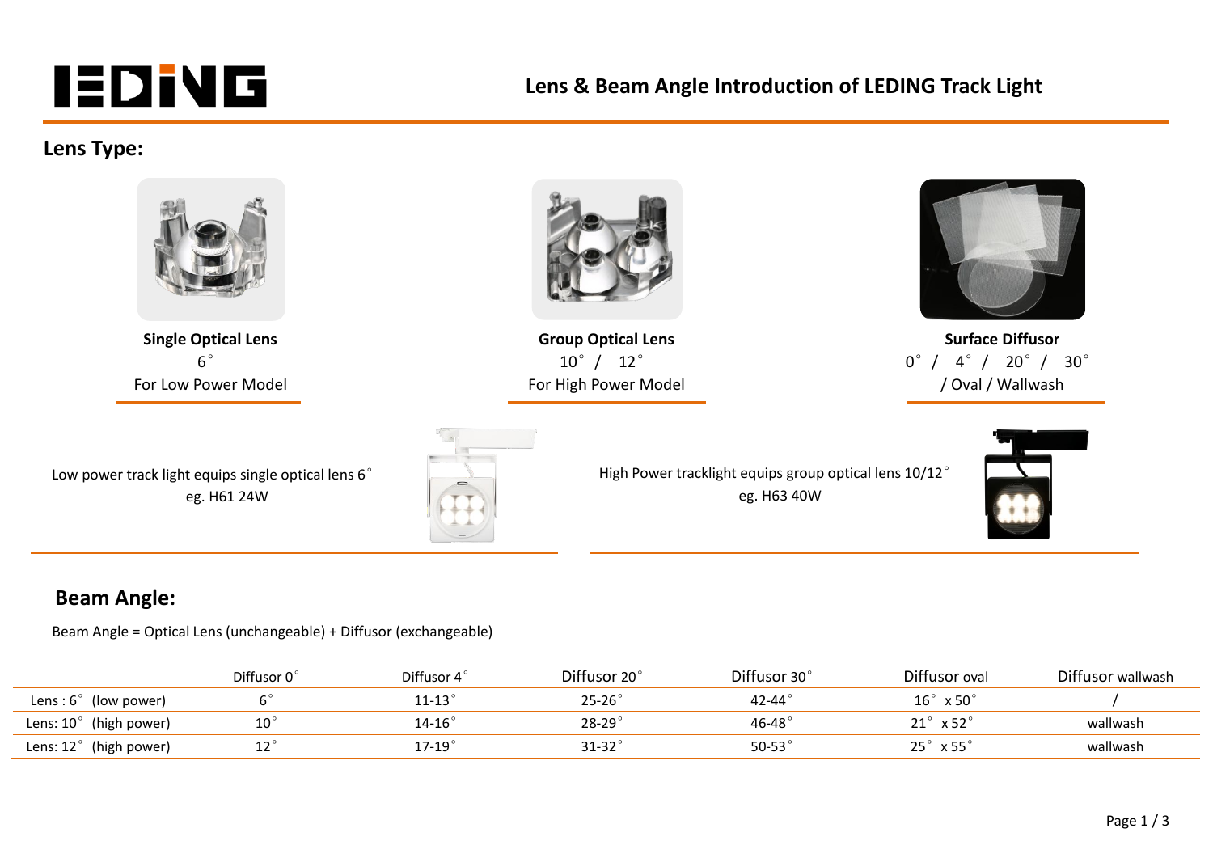# LEDING

## Lens & Beam Angle Introduction of LEDING Track Light

## Lens Type:

**Single Optical Lens**
6°
For Low Power Model

**Group Optical Lens**
10° / 12°
For High Power Model

**Surface Diffusor**
0° / 4° / 20° / 30° / Oval / Wallwash

Low power track light equips single optical lens 6°
eg. H61 24W

High Power tracklight equips group optical lens 10/12°
eg. H63 40W

## Beam Angle:

Beam Angle = Optical Lens (unchangeable) + Diffusor (exchangeable)

| | Diffusor 0° | Diffusor 4° | Diffusor 20° | Diffusor 30° | Diffusor oval | Diffusor wallwash |
|---|---|---|---|---|---|---|
| Lens : 6° (low power) | 6° | 11-13° | 25-26° | 42-44° | 16° x 50° | / |
| Lens: 10° (high power) | 10° | 14-16° | 28-29° | 46-48° | 21° x 52° | wallwash |
| Lens: 12° (high power) | 12° | 17-19° | 31-32° | 50-53° | 25° x 55° | wallwash |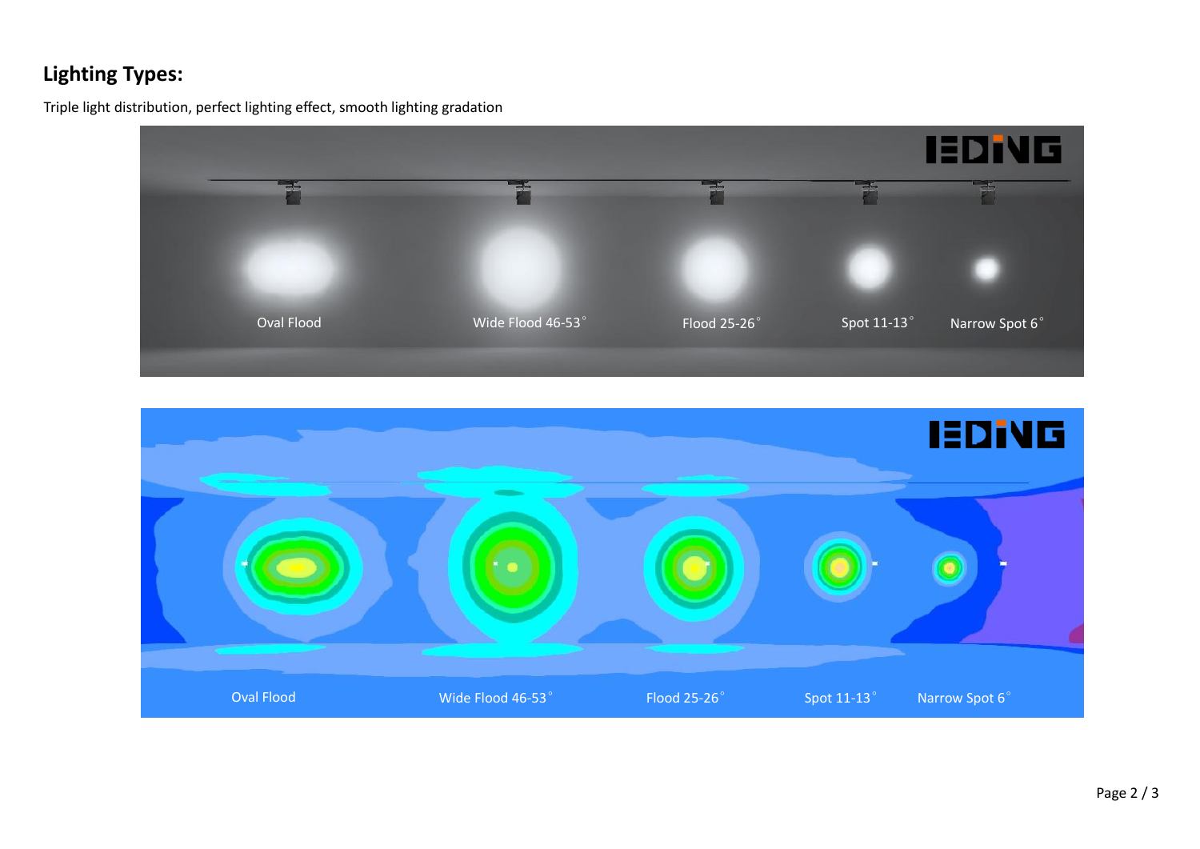## Lighting Types:

Triple light distribution, perfect lighting effect, smooth lighting gradation

Oval Flood

Wide Flood 46-53°

Flood 25-26°

Spot 11-13°

Narrow Spot 6°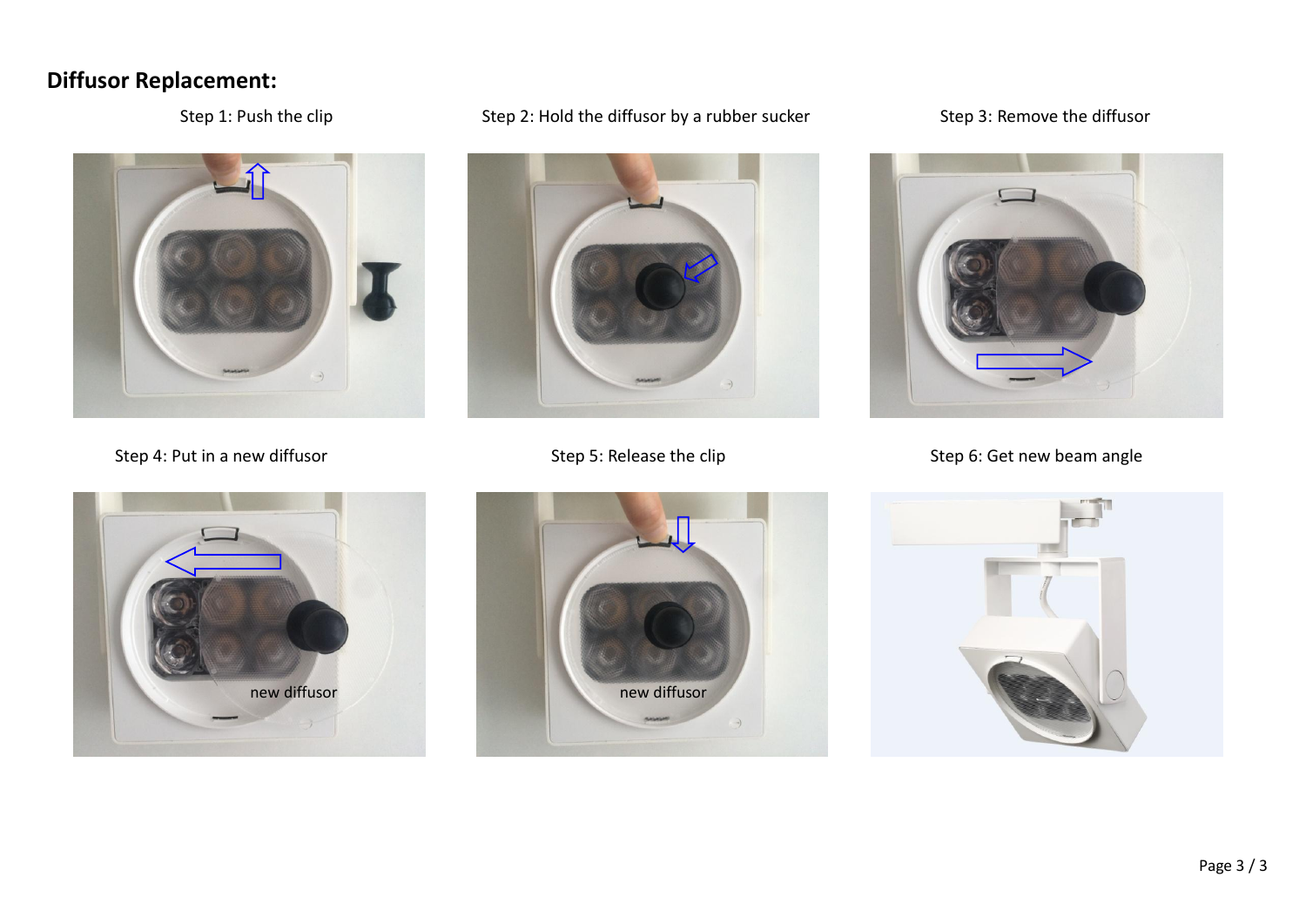## Diffusor Replacement:

Step 1: Push the clip

Step 2: Hold the diffusor by a rubber sucker

Step 3: Remove the diffusor

Step 4: Put in a new diffusor

new diffusor

Step 5: Release the clip

new diffusor

Step 6: Get new beam angle